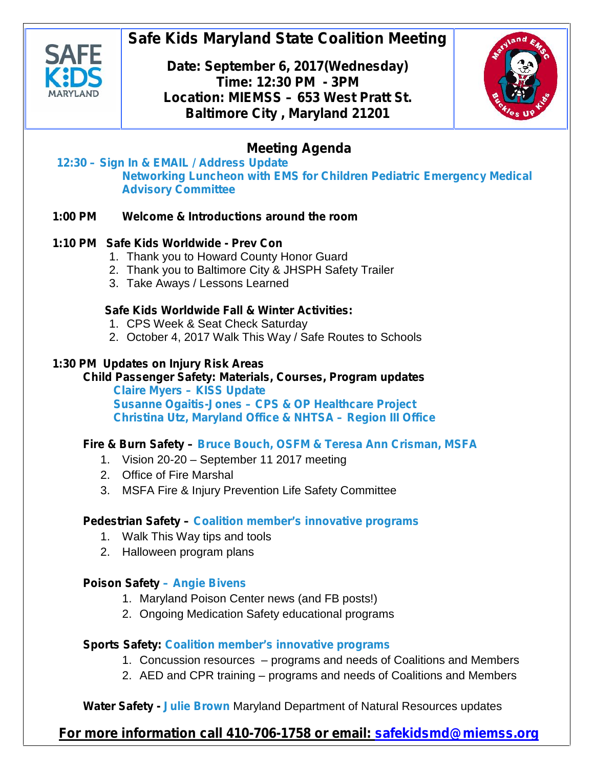# Safe Kids Maryland State Coalition Meeting

**Date: September 6, 2017(Wednesday)**
**Time: 12:30 PM - 3PM**
**Location: MIEMSS – 653 West Pratt St.**
**Baltimore City , Maryland 21201**

## Meeting Agenda

**12:30 – Sign In & EMAIL / Address Update**
**Networking Luncheon with EMS for Children Pediatric Emergency Medical Advisory Committee**

**1:00 PM Welcome & Introductions around the room**

**1:10 PM Safe Kids Worldwide - Prev Con**

1. Thank you to Howard County Honor Guard
2. Thank you to Baltimore City & JHSPH Safety Trailer
3. Take Aways / Lessons Learned

**Safe Kids Worldwide Fall & Winter Activities:**

1. CPS Week & Seat Check Saturday
2. October 4, 2017 Walk This Way / Safe Routes to Schools

**1:30 PM Updates on Injury Risk Areas**

**Child Passenger Safety: Materials, Courses, Program updates**

**Claire Myers – KISS Update**
**Susanne Ogaitis-Jones – CPS & OP Healthcare Project**
**Christina Utz, Maryland Office & NHTSA – Region III Office**

**Fire & Burn Safety – Bruce Bouch, OSFM & Teresa Ann Crisman, MSFA**

1. Vision 20-20 – September 11 2017 meeting
2. Office of Fire Marshal
3. MSFA Fire & Injury Prevention Life Safety Committee

**Pedestrian Safety – Coalition member's innovative programs**

1. Walk This Way tips and tools
2. Halloween program plans

**Poison Safety – Angie Bivens**

1. Maryland Poison Center news (and FB posts!)
2. Ongoing Medication Safety educational programs

**Sports Safety: Coalition member's innovative programs**

1. Concussion resources – programs and needs of Coalitions and Members
2. AED and CPR training – programs and needs of Coalitions and Members

**Water Safety - Julie Brown** Maryland Department of Natural Resources updates

**For more information call 410-706-1758 or email: safekidsmd@miemss.org**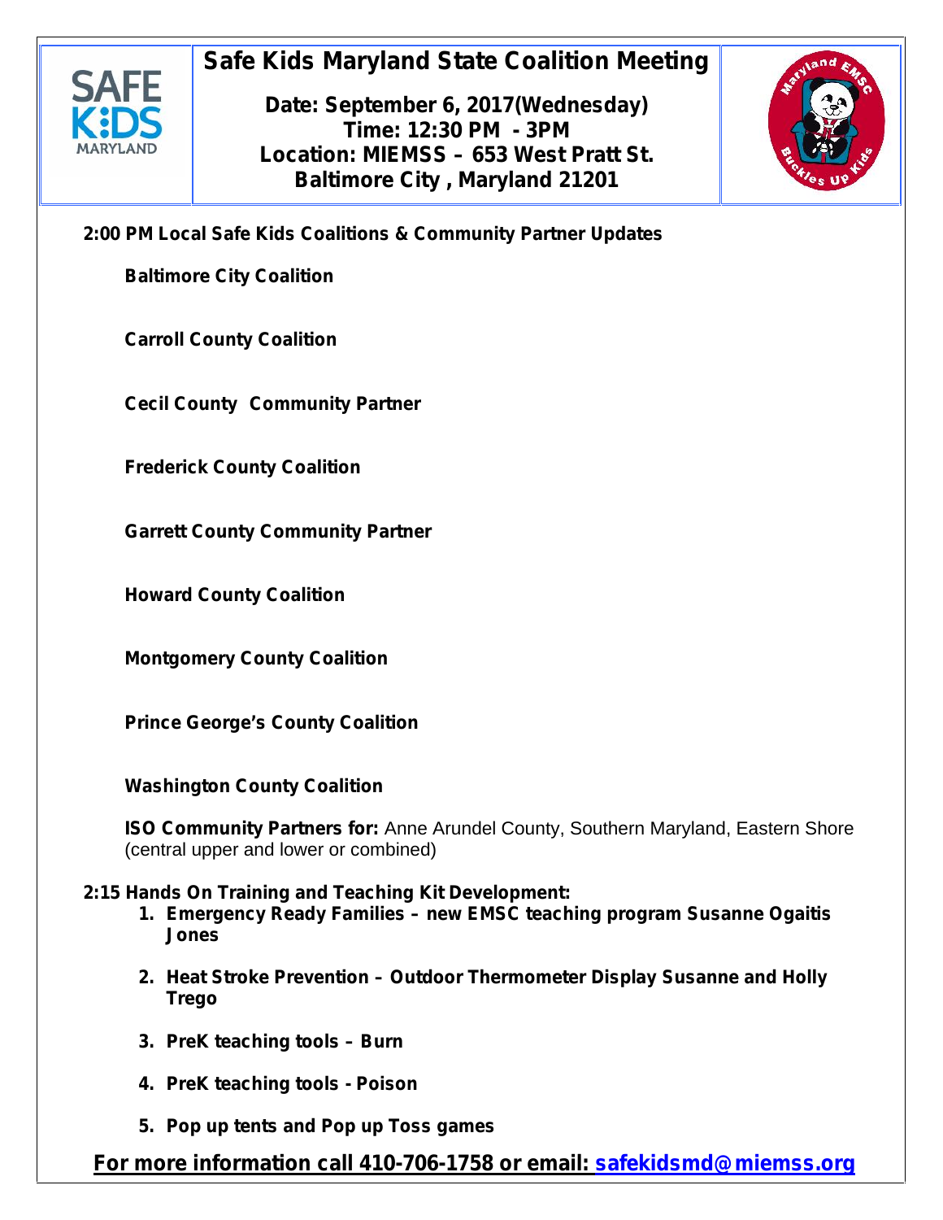# Safe Kids Maryland State Coalition Meeting

**Date: September 6, 2017(Wednesday)**
**Time: 12:30 PM - 3PM**
**Location: MIEMSS – 653 West Pratt St.**
**Baltimore City , Maryland 21201**

**2:00 PM Local Safe Kids Coalitions & Community Partner Updates**

**Baltimore City Coalition**

**Carroll County Coalition**

**Cecil County Community Partner**

**Frederick County Coalition**

**Garrett County Community Partner**

**Howard County Coalition**

**Montgomery County Coalition**

**Prince George's County Coalition**

**Washington County Coalition**

**ISO Community Partners for:** Anne Arundel County, Southern Maryland, Eastern Shore (central upper and lower or combined)

**2:15 Hands On Training and Teaching Kit Development:**

1. **Emergency Ready Families – new EMSC teaching program Susanne Ogaitis Jones**
2. **Heat Stroke Prevention – Outdoor Thermometer Display Susanne and Holly Trego**
3. **PreK teaching tools – Burn**
4. **PreK teaching tools - Poison**
5. **Pop up tents and Pop up Toss games**

**For more information call 410-706-1758 or email: safekidsmd@miemss.org**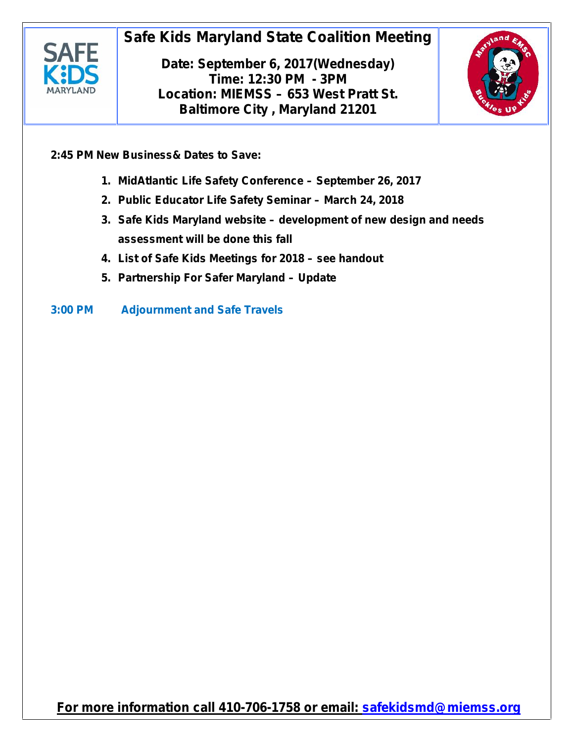# Safe Kids Maryland State Coalition Meeting

**Date: September 6, 2017(Wednesday)**
**Time: 12:30 PM - 3PM**
**Location: MIEMSS – 653 West Pratt St.**
**Baltimore City , Maryland 21201**

**2:45 PM New Business& Dates to Save:**

1. **MidAtlantic Life Safety Conference – September 26, 2017**
2. **Public Educator Life Safety Seminar – March 24, 2018**
3. **Safe Kids Maryland website – development of new design and needs assessment will be done this fall**
4. **List of Safe Kids Meetings for 2018 – see handout**
5. **Partnership For Safer Maryland – Update**

**3:00 PM Adjournment and Safe Travels**

**For more information call 410-706-1758 or email: safekidsmd@miemss.org**